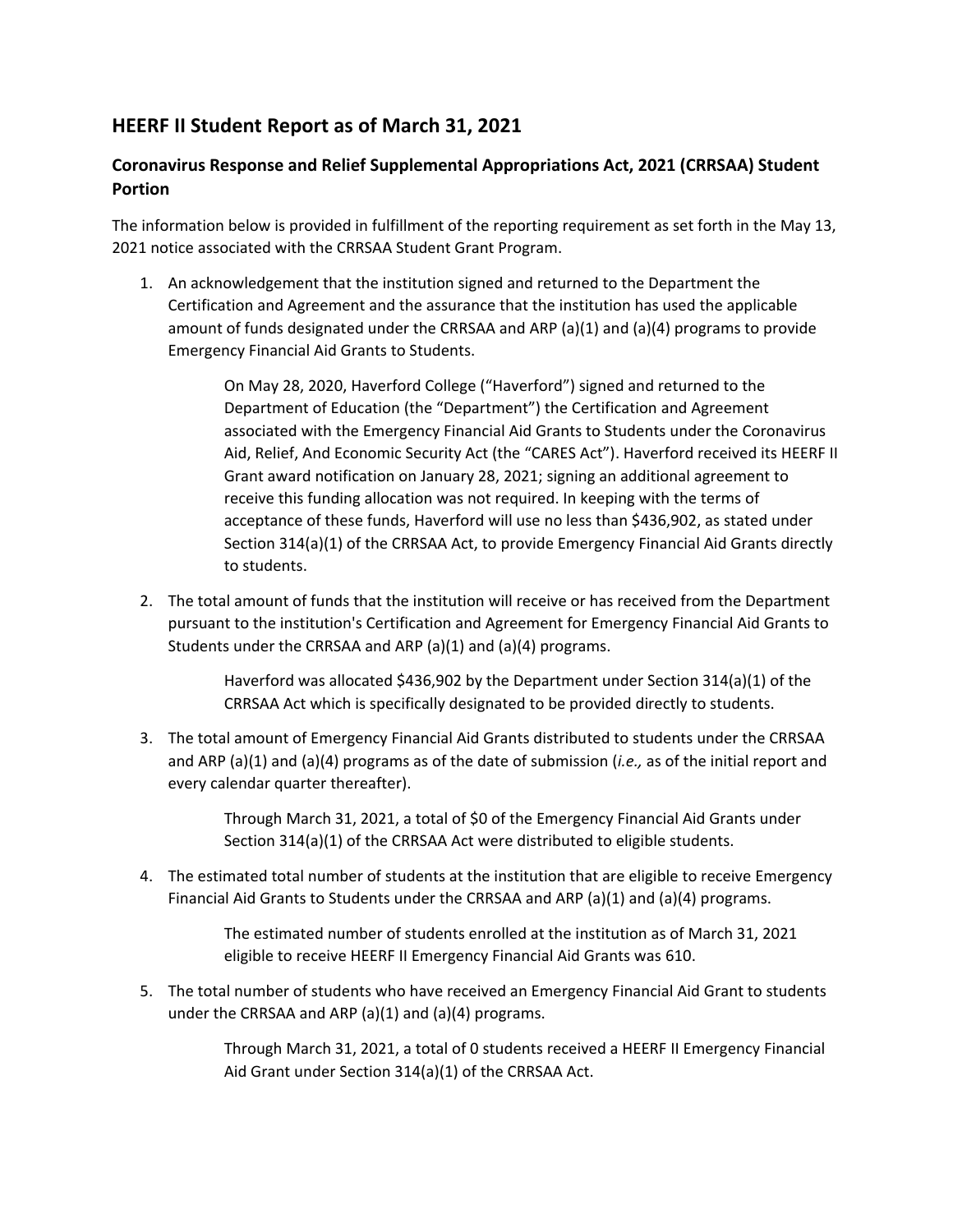## HEERF II Student Report as of March 31, 2021

### Coronavirus Response and Relief Supplemental Appropriations Act, 2021 (CRRSAA) Student Portion

The information below is provided in fulfillment of the reporting requirement as set forth in the May 13, 2021 notice associated with the CRRSAA Student Grant Program.

1. An acknowledgement that the institution signed and returned to the Department the Certification and Agreement and the assurance that the institution has used the applicable amount of funds designated under the CRRSAA and ARP (a)(1) and (a)(4) programs to provide Emergency Financial Aid Grants to Students.

    On May 28, 2020, Haverford College ("Haverford") signed and returned to the Department of Education (the "Department") the Certification and Agreement associated with the Emergency Financial Aid Grants to Students under the Coronavirus Aid, Relief, And Economic Security Act (the "CARES Act"). Haverford received its HEERF II Grant award notification on January 28, 2021; signing an additional agreement to receive this funding allocation was not required. In keeping with the terms of acceptance of these funds, Haverford will use no less than $436,902, as stated under Section 314(a)(1) of the CRRSAA Act, to provide Emergency Financial Aid Grants directly to students.

2. The total amount of funds that the institution will receive or has received from the Department pursuant to the institution's Certification and Agreement for Emergency Financial Aid Grants to Students under the CRRSAA and ARP (a)(1) and (a)(4) programs.

    Haverford was allocated $436,902 by the Department under Section 314(a)(1) of the CRRSAA Act which is specifically designated to be provided directly to students.

3. The total amount of Emergency Financial Aid Grants distributed to students under the CRRSAA and ARP (a)(1) and (a)(4) programs as of the date of submission (*i.e.,* as of the initial report and every calendar quarter thereafter).

    Through March 31, 2021, a total of $0 of the Emergency Financial Aid Grants under Section 314(a)(1) of the CRRSAA Act were distributed to eligible students.

4. The estimated total number of students at the institution that are eligible to receive Emergency Financial Aid Grants to Students under the CRRSAA and ARP (a)(1) and (a)(4) programs.

    The estimated number of students enrolled at the institution as of March 31, 2021 eligible to receive HEERF II Emergency Financial Aid Grants was 610.

5. The total number of students who have received an Emergency Financial Aid Grant to students under the CRRSAA and ARP (a)(1) and (a)(4) programs.

    Through March 31, 2021, a total of 0 students received a HEERF II Emergency Financial Aid Grant under Section 314(a)(1) of the CRRSAA Act.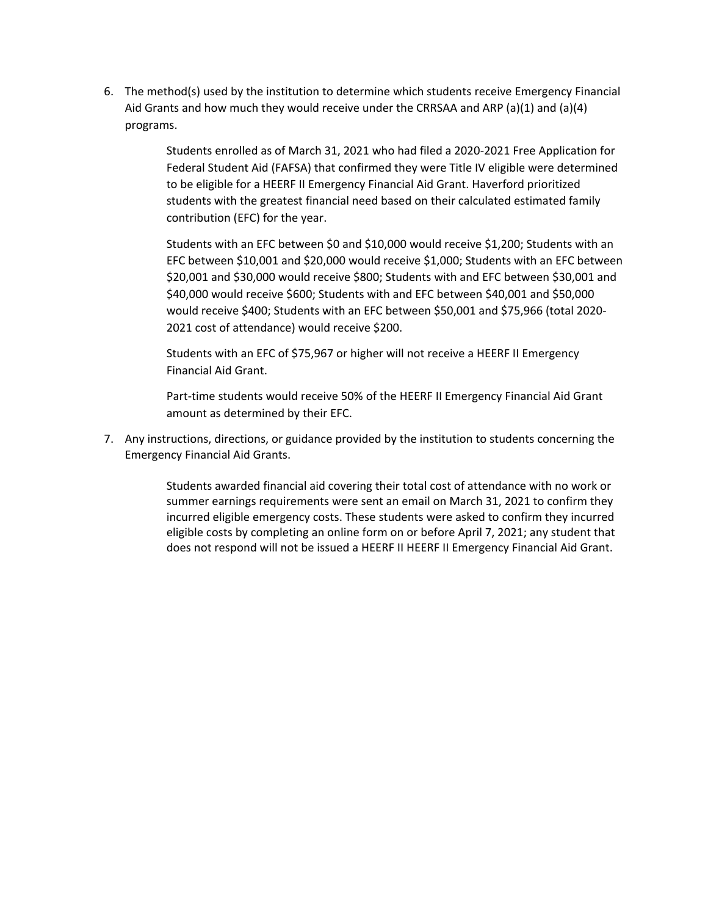6. The method(s) used by the institution to determine which students receive Emergency Financial Aid Grants and how much they would receive under the CRRSAA and ARP (a)(1) and (a)(4) programs.

   Students enrolled as of March 31, 2021 who had filed a 2020-2021 Free Application for Federal Student Aid (FAFSA) that confirmed they were Title IV eligible were determined to be eligible for a HEERF II Emergency Financial Aid Grant. Haverford prioritized students with the greatest financial need based on their calculated estimated family contribution (EFC) for the year.

   Students with an EFC between $0 and $10,000 would receive $1,200; Students with an EFC between $10,001 and $20,000 would receive $1,000; Students with an EFC between $20,001 and $30,000 would receive $800; Students with and EFC between $30,001 and $40,000 would receive $600; Students with and EFC between $40,001 and $50,000 would receive $400; Students with an EFC between $50,001 and $75,966 (total 2020-2021 cost of attendance) would receive $200.

   Students with an EFC of $75,967 or higher will not receive a HEERF II Emergency Financial Aid Grant.

   Part-time students would receive 50% of the HEERF II Emergency Financial Aid Grant amount as determined by their EFC.

7. Any instructions, directions, or guidance provided by the institution to students concerning the Emergency Financial Aid Grants.

   Students awarded financial aid covering their total cost of attendance with no work or summer earnings requirements were sent an email on March 31, 2021 to confirm they incurred eligible emergency costs. These students were asked to confirm they incurred eligible costs by completing an online form on or before April 7, 2021; any student that does not respond will not be issued a HEERF II HEERF II Emergency Financial Aid Grant.